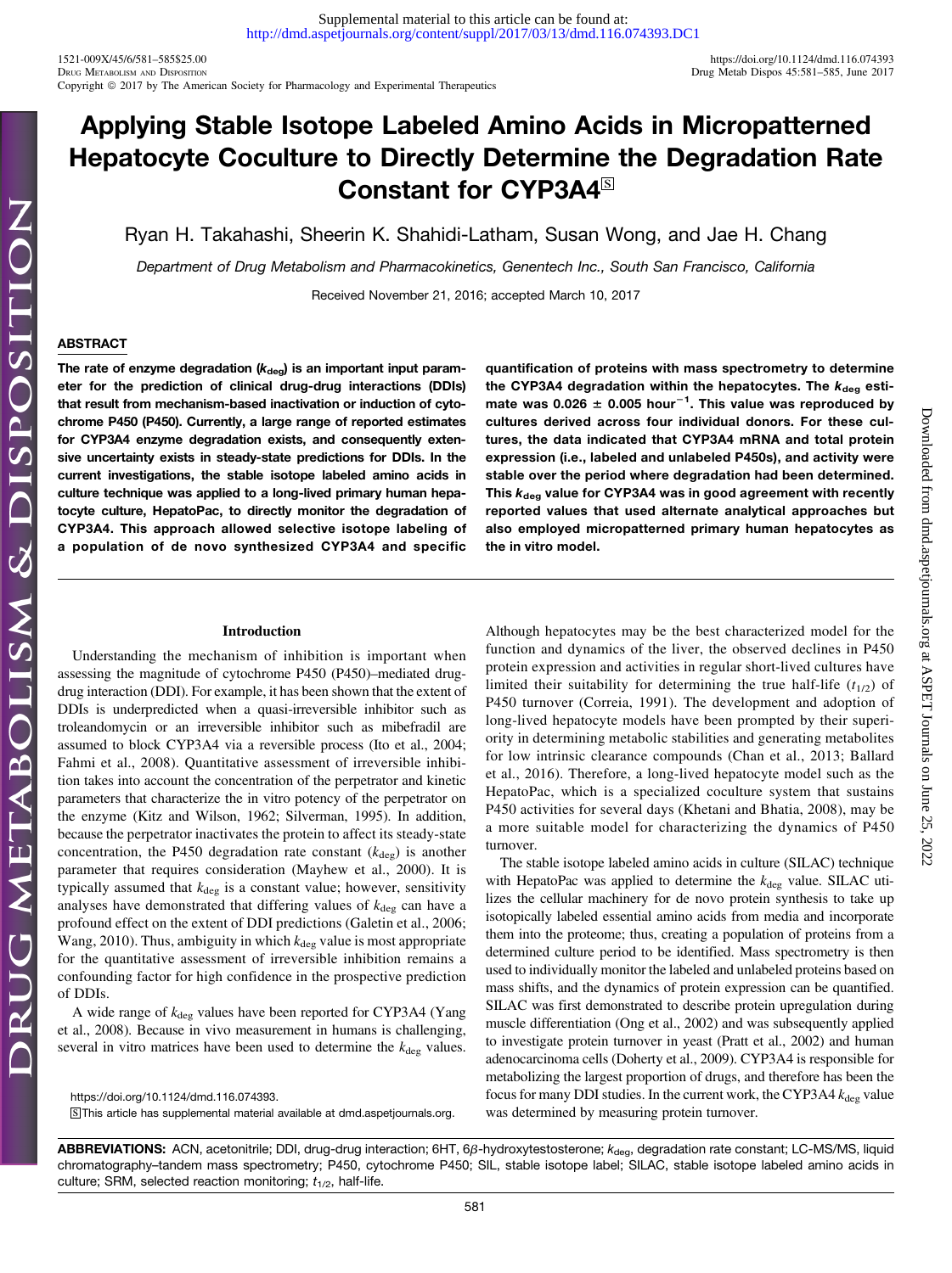# Applying Stable Isotope Labeled Amino Acids in Micropatterned Hepatocyte Coculture to Directly Determine the Degradation Rate Constant for CYP3A4

Ryan H. Takahashi, Sheerin K. Shahidi-Latham, Susan Wong, and Jae H. Chang

*Department of Drug Metabolism and Pharmacokinetics, Genentech Inc., South San Francisco, California*

Received November 21, 2016; accepted March 10, 2017

## ABSTRACT

**The rate of enzyme degradation ($k_{deg}$) is an important input parameter for the prediction of clinical drug-drug interactions (DDIs) that result from mechanism-based inactivation or induction of cytochrome P450 (P450). Currently, a large range of reported estimates for CYP3A4 enzyme degradation exists, and consequently extensive uncertainty exists in steady-state predictions for DDIs. In the current investigations, the stable isotope labeled amino acids in culture technique was applied to a long-lived primary human hepatocyte culture, HepatoPac, to directly monitor the degradation of CYP3A4. This approach allowed selective isotope labeling of a population of de novo synthesized CYP3A4 and specific quantification of proteins with mass spectrometry to determine the CYP3A4 degradation within the hepatocytes. The $k_{deg}$ estimate was 0.026 ± 0.005 hour$^{-1}$. This value was reproduced by cultures derived across four individual donors. For these cultures, the data indicated that CYP3A4 mRNA and total protein expression (i.e., labeled and unlabeled P450s), and activity were stable over the period where degradation had been determined. This $k_{deg}$ value for CYP3A4 was in good agreement with recently reported values that used alternate analytical approaches but also employed micropatterned primary human hepatocytes as the in vitro model.**

## Introduction

Understanding the mechanism of inhibition is important when assessing the magnitude of cytochrome P450 (P450)–mediated drug-drug interaction (DDI). For example, it has been shown that the extent of DDIs is underpredicted when a quasi-irreversible inhibitor such as troleandomycin or an irreversible inhibitor such as mibefradil are assumed to block CYP3A4 via a reversible process (Ito et al., 2004; Fahmi et al., 2008). Quantitative assessment of irreversible inhibition takes into account the concentration of the perpetrator and kinetic parameters that characterize the in vitro potency of the perpetrator on the enzyme (Kitz and Wilson, 1962; Silverman, 1995). In addition, because the perpetrator inactivates the protein to affect its steady-state concentration, the P450 degradation rate constant ($k_{deg}$) is another parameter that requires consideration (Mayhew et al., 2000). It is typically assumed that $k_{deg}$ is a constant value; however, sensitivity analyses have demonstrated that differing values of $k_{deg}$ can have a profound effect on the extent of DDI predictions (Galetin et al., 2006; Wang, 2010). Thus, ambiguity in which $k_{deg}$ value is most appropriate for the quantitative assessment of irreversible inhibition remains a confounding factor for high confidence in the prospective prediction of DDIs.

A wide range of $k_{deg}$ values have been reported for CYP3A4 (Yang et al., 2008). Because in vivo measurement in humans is challenging, several in vitro matrices have been used to determine the $k_{deg}$ values. Although hepatocytes may be the best characterized model for the function and dynamics of the liver, the observed declines in P450 protein expression and activities in regular short-lived cultures have limited their suitability for determining the true half-life ($t_{1/2}$) of P450 turnover (Correia, 1991). The development and adoption of long-lived hepatocyte models have been prompted by their superiority in determining metabolic stabilities and generating metabolites for low intrinsic clearance compounds (Chan et al., 2013; Ballard et al., 2016). Therefore, a long-lived hepatocyte model such as the HepatoPac, which is a specialized coculture system that sustains P450 activities for several days (Khetani and Bhatia, 2008), may be a more suitable model for characterizing the dynamics of P450 turnover.

The stable isotope labeled amino acids in culture (SILAC) technique with HepatoPac was applied to determine the $k_{deg}$ value. SILAC utilizes the cellular machinery for de novo protein synthesis to take up isotopically labeled essential amino acids from media and incorporate them into the proteome; thus, creating a population of proteins from a determined culture period to be identified. Mass spectrometry is then used to individually monitor the labeled and unlabeled proteins based on mass shifts, and the dynamics of protein expression can be quantified. SILAC was first demonstrated to describe protein upregulation during muscle differentiation (Ong et al., 2002) and was subsequently applied to investigate protein turnover in yeast (Pratt et al., 2002) and human adenocarcinoma cells (Doherty et al., 2009). CYP3A4 is responsible for metabolizing the largest proportion of drugs, and therefore has been the focus for many DDI studies. In the current work, the CYP3A4 $k_{deg}$ value was determined by measuring protein turnover.

https://doi.org/10.1124/dmd.116.074393.
This article has supplemental material available at dmd.aspetjournals.org.

**ABBREVIATIONS:** ACN, acetonitrile; DDI, drug-drug interaction; 6HT, 6β-hydroxytestosterone; $k_{deg}$, degradation rate constant; LC-MS/MS, liquid chromatography–tandem mass spectrometry; P450, cytochrome P450; SIL, stable isotope label; SILAC, stable isotope labeled amino acids in culture; SRM, selected reaction monitoring; $t_{1/2}$, half-life.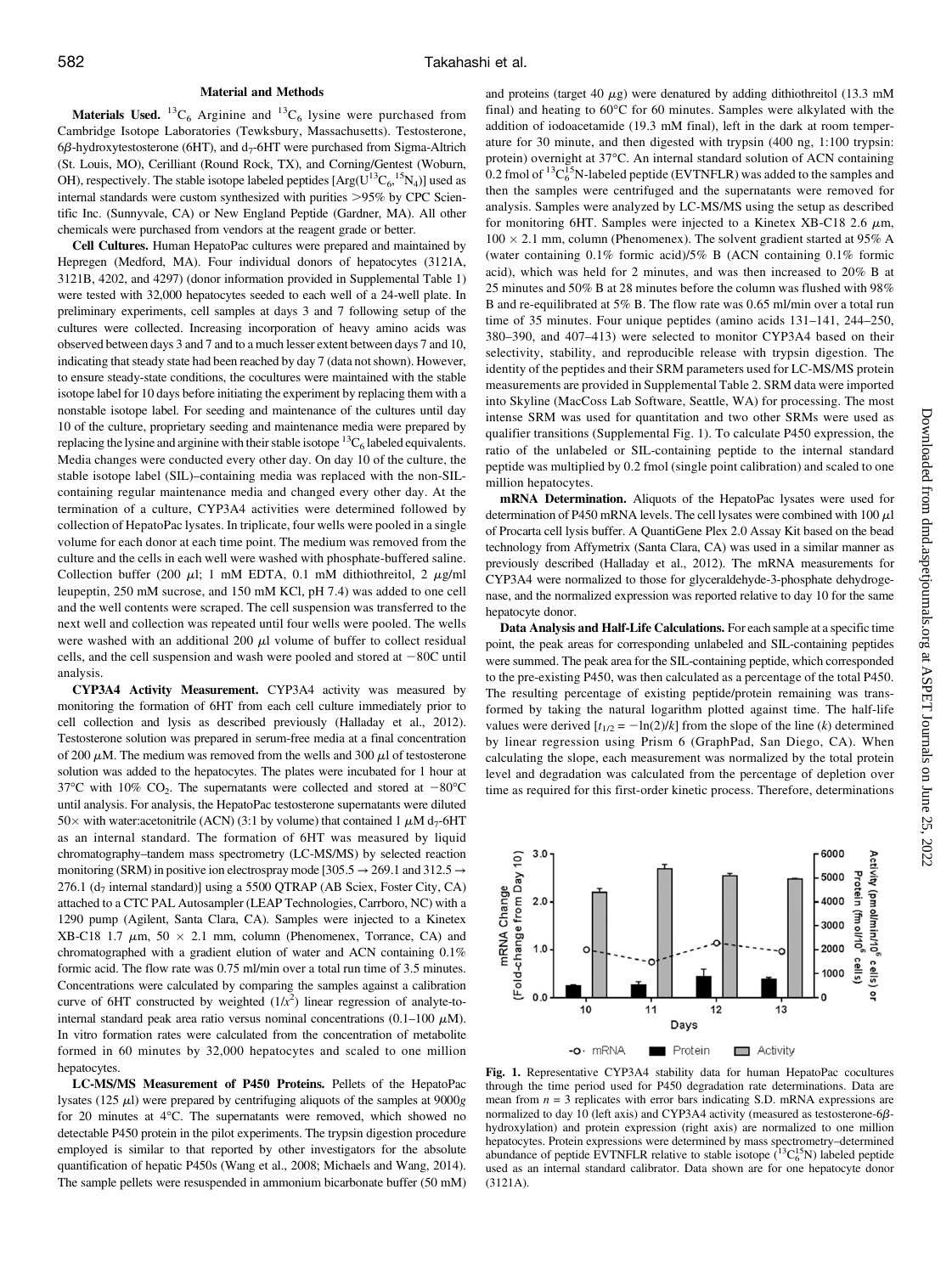## Material and Methods

**Materials Used.** $^{13}C_6$ Arginine and $^{13}C_6$ lysine were purchased from Cambridge Isotope Laboratories (Tewksbury, Massachusetts). Testosterone, 6β-hydroxytestosterone (6HT), and $d_7$-6HT were purchased from Sigma-Altrich (St. Louis, MO), Cerilliant (Round Rock, TX), and Corning/Gentest (Woburn, OH), respectively. The stable isotope labeled peptides [Arg($U^{13}C_6$,$^{15}N_4$)] used as internal standards were custom synthesized with purities >95% by CPC Scientific Inc. (Sunnyvale, CA) or New England Peptide (Gardner, MA). All other chemicals were purchased from vendors at the reagent grade or better.

**Cell Cultures.** Human HepatoPac cultures were prepared and maintained by Hepregen (Medford, MA). Four individual donors of hepatocytes (3121A, 3121B, 4202, and 4297) (donor information provided in Supplemental Table 1) were tested with 32,000 hepatocytes seeded to each well of a 24-well plate. In preliminary experiments, cell samples at days 3 and 7 following setup of the cultures were collected. Increasing incorporation of heavy amino acids was observed between days 3 and 7 and to a much lesser extent between days 7 and 10, indicating that steady state had been reached by day 7 (data not shown). However, to ensure steady-state conditions, the cocultures were maintained with the stable isotope label for 10 days before initiating the experiment by replacing them with a nonstable isotope label. For seeding and maintenance of the cultures until day 10 of the culture, proprietary seeding and maintenance media were prepared by replacing the lysine and arginine with their stable isotope $^{13}C_6$ labeled equivalents. Media changes were conducted every other day. On day 10 of the culture, the stable isotope label (SIL)–containing media was replaced with the non-SIL-containing regular maintenance media and changed every other day. At the termination of a culture, CYP3A4 activities were determined followed by collection of HepatoPac lysates. In triplicate, four wells were pooled in a single volume for each donor at each time point. The medium was removed from the culture and the cells in each well were washed with phosphate-buffered saline. Collection buffer (200 μl; 1 mM EDTA, 0.1 mM dithiothreitol, 2 μg/ml leupeptin, 250 mM sucrose, and 150 mM KCl, pH 7.4) was added to one cell and the well contents were scraped. The cell suspension was transferred to the next well and collection was repeated until four wells were pooled. The wells were washed with an additional 200 μl volume of buffer to collect residual cells, and the cell suspension and wash were pooled and stored at −80C until analysis.

**CYP3A4 Activity Measurement.** CYP3A4 activity was measured by monitoring the formation of 6HT from each cell culture immediately prior to cell collection and lysis as described previously (Halladay et al., 2012). Testosterone solution was prepared in serum-free media at a final concentration of 200 μM. The medium was removed from the wells and 300 μl of testosterone solution was added to the hepatocytes. The plates were incubated for 1 hour at 37°C with 10% $CO_2$. The supernatants were collected and stored at −80°C until analysis. For analysis, the HepatoPac testosterone supernatants were diluted 50× with water:acetonitrile (ACN) (3:1 by volume) that contained 1 μM $d_7$-6HT as an internal standard. The formation of 6HT was measured by liquid chromatography–tandem mass spectrometry (LC-MS/MS) by selected reaction monitoring (SRM) in positive ion electrospray mode [305.5 → 269.1 and 312.5 → 276.1 ($d_7$ internal standard)] using a 5500 QTRAP (AB Sciex, Foster City, CA) attached to a CTC PAL Autosampler (LEAP Technologies, Carrboro, NC) with a 1290 pump (Agilent, Santa Clara, CA). Samples were injected to a Kinetex XB-C18 1.7 μm, 50 × 2.1 mm, column (Phenomenex, Torrance, CA) and chromatographed with a gradient elution of water and ACN containing 0.1% formic acid. The flow rate was 0.75 ml/min over a total run time of 3.5 minutes. Concentrations were calculated by comparing the samples against a calibration curve of 6HT constructed by weighted ($1/x^2$) linear regression of analyte-to-internal standard peak area ratio versus nominal concentrations (0.1–100 μM). In vitro formation rates were calculated from the concentration of metabolite formed in 60 minutes by 32,000 hepatocytes and scaled to one million hepatocytes.

**LC-MS/MS Measurement of P450 Proteins.** Pellets of the HepatoPac lysates (125 μl) were prepared by centrifuging aliquots of the samples at 9000g for 20 minutes at 4°C. The supernatants were removed, which showed no detectable P450 protein in the pilot experiments. The trypsin digestion procedure employed is similar to that reported by other investigators for the absolute quantification of hepatic P450s (Wang et al., 2008; Michaels and Wang, 2014). The sample pellets were resuspended in ammonium bicarbonate buffer (50 mM) and proteins (target 40 μg) were denatured by adding dithiothreitol (13.3 mM final) and heating to 60°C for 60 minutes. Samples were alkylated with the addition of iodoacetamide (19.3 mM final), left in the dark at room temperature for 30 minute, and then digested with trypsin (400 ng, 1:100 trypsin: protein) overnight at 37°C. An internal standard solution of ACN containing 0.2 fmol of $^{13}C_6^{15}N$-labeled peptide (EVTNFLR) was added to the samples and then the samples were centrifuged and the supernatants were removed for analysis. Samples were analyzed by LC-MS/MS using the setup as described for monitoring 6HT. Samples were injected to a Kinetex XB-C18 2.6 μm, 100 × 2.1 mm, column (Phenomenex). The solvent gradient started at 95% A (water containing 0.1% formic acid)/5% B (ACN containing 0.1% formic acid), which was held for 2 minutes, and was then increased to 20% B at 25 minutes and 50% B at 28 minutes before the column was flushed with 98% B and re-equilibrated at 5% B. The flow rate was 0.65 ml/min over a total run time of 35 minutes. Four unique peptides (amino acids 131–141, 244–250, 380–390, and 407–413) were selected to monitor CYP3A4 based on their selectivity, stability, and reproducible release with trypsin digestion. The identity of the peptides and their SRM parameters used for LC-MS/MS protein measurements are provided in Supplemental Table 2. SRM data were imported into Skyline (MacCoss Lab Software, Seattle, WA) for processing. The most intense SRM was used for quantitation and two other SRMs were used as qualifier transitions (Supplemental Fig. 1). To calculate P450 expression, the ratio of the unlabeled or SIL-containing peptide to the internal standard peptide was multiplied by 0.2 fmol (single point calibration) and scaled to one million hepatocytes.

**mRNA Determination.** Aliquots of the HepatoPac lysates were used for determination of P450 mRNA levels. The cell lysates were combined with 100 μl of Procarta cell lysis buffer. A QuantiGene Plex 2.0 Assay Kit based on the bead technology from Affymetrix (Santa Clara, CA) was used in a similar manner as previously described (Halladay et al., 2012). The mRNA measurements for CYP3A4 were normalized to those for glyceraldehyde-3-phosphate dehydrogenase, and the normalized expression was reported relative to day 10 for the same hepatocyte donor.

**Data Analysis and Half-Life Calculations.** For each sample at a specific time point, the peak areas for corresponding unlabeled and SIL-containing peptides were summed. The peak area for the SIL-containing peptide, which corresponded to the pre-existing P450, was then calculated as a percentage of the total P450. The resulting percentage of existing peptide/protein remaining was transformed by taking the natural logarithm plotted against time. The half-life values were derived [$t_{1/2} = -\ln(2)/k$] from the slope of the line ($k$) determined by linear regression using Prism 6 (GraphPad, San Diego, CA). When calculating the slope, each measurement was normalized by the total protein level and degradation was calculated from the percentage of depletion over time as required for this first-order kinetic process. Therefore, determinations

Fig. 1. Representative CYP3A4 stability data for human HepatoPac cocultures through the time period used for P450 degradation rate determinations. Data are mean from $n$ = 3 replicates with error bars indicating S.D. mRNA expressions are normalized to day 10 (left axis) and CYP3A4 activity (measured as testosterone-6β-hydroxylation) and protein expression (right axis) are normalized to one million hepatocytes. Protein expressions were determined by mass spectrometry–determined abundance of peptide EVTNFLR relative to stable isotope ($^{13}C_6^{15}N$) labeled peptide used as an internal standard calibrator. Data shown are for one hepatocyte donor (3121A).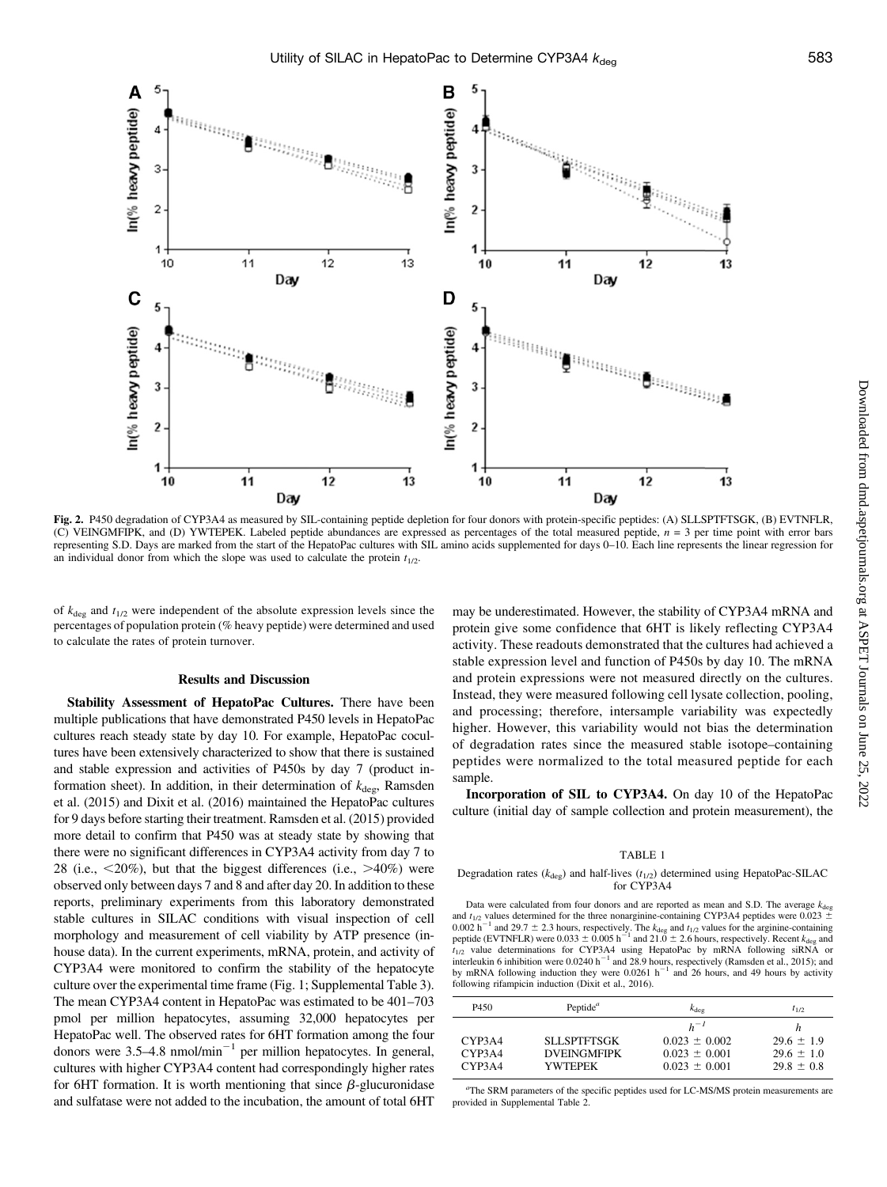**Fig. 2.** P450 degradation of CYP3A4 as measured by SIL-containing peptide depletion for four donors with protein-specific peptides: (A) SLLSPTFTSGK, (B) EVTNFLR, (C) VEINGMFIPK, and (D) YWTEPEK. Labeled peptide abundances are expressed as percentages of the total measured peptide, $n = 3$ per time point with error bars representing S.D. Days are marked from the start of the HepatoPac cultures with SIL amino acids supplemented for days 0–10. Each line represents the linear regression for an individual donor from which the slope was used to calculate the protein $t_{1/2}$.

of $k_{deg}$ and $t_{1/2}$ were independent of the absolute expression levels since the percentages of population protein (% heavy peptide) were determined and used to calculate the rates of protein turnover.

## Results and Discussion

**Stability Assessment of HepatoPac Cultures.** There have been multiple publications that have demonstrated P450 levels in HepatoPac cultures reach steady state by day 10. For example, HepatoPac cocultures have been extensively characterized to show that there is sustained and stable expression and activities of P450s by day 7 (product information sheet). In addition, in their determination of $k_{deg}$, Ramsden et al. (2015) and Dixit et al. (2016) maintained the HepatoPac cultures for 9 days before starting their treatment. Ramsden et al. (2015) provided more detail to confirm that P450 was at steady state by showing that there were no significant differences in CYP3A4 activity from day 7 to 28 (i.e., <20%), but that the biggest differences (i.e., >40%) were observed only between days 7 and 8 and after day 20. In addition to these reports, preliminary experiments from this laboratory demonstrated stable cultures in SILAC conditions with visual inspection of cell morphology and measurement of cell viability by ATP presence (in-house data). In the current experiments, mRNA, protein, and activity of CYP3A4 were monitored to confirm the stability of the hepatocyte culture over the experimental time frame (Fig. 1; Supplemental Table 3). The mean CYP3A4 content in HepatoPac was estimated to be 401–703 pmol per million hepatocytes, assuming 32,000 hepatocytes per HepatoPac well. The observed rates for 6HT formation among the four donors were 3.5–4.8 nmol/min$^{-1}$ per million hepatocytes. In general, cultures with higher CYP3A4 content had correspondingly higher rates for 6HT formation. It is worth mentioning that since $\beta$-glucuronidase and sulfatase were not added to the incubation, the amount of total 6HT may be underestimated. However, the stability of CYP3A4 mRNA and protein give some confidence that 6HT is likely reflecting CYP3A4 activity. These readouts demonstrated that the cultures had achieved a stable expression level and function of P450s by day 10. The mRNA and protein expressions were not measured directly on the cultures. Instead, they were measured following cell lysate collection, pooling, and processing; therefore, intersample variability was expectedly higher. However, this variability would not bias the determination of degradation rates since the measured stable isotope–containing peptides were normalized to the total measured peptide for each sample.

**Incorporation of SIL to CYP3A4.** On day 10 of the HepatoPac culture (initial day of sample collection and protein measurement), the

TABLE 1

Degradation rates ($k_{deg}$) and half-lives ($t_{1/2}$) determined using HepatoPac-SILAC for CYP3A4

Data were calculated from four donors and are reported as mean and S.D. The average $k_{deg}$ and $t_{1/2}$ values determined for the three nonarginine-containing CYP3A4 peptides were 0.023 ± 0.002 h$^{-1}$ and 29.7 ± 2.3 hours, respectively. The $k_{deg}$ and $t_{1/2}$ values for the arginine-containing peptide (EVTNFLR) were 0.033 ± 0.005 h$^{-1}$ and 21.0 ± 2.6 hours, respectively. Recent $k_{deg}$ and $t_{1/2}$ value determinations for CYP3A4 using HepatoPac by mRNA following siRNA or interleukin 6 inhibition were 0.0240 h$^{-1}$ and 28.9 hours, respectively (Ramsden et al., 2015); and by mRNA following induction they were 0.0261 h$^{-1}$ and 26 hours, and 49 hours by activity following rifampicin induction (Dixit et al., 2016).

| P450 | Peptide[a] | $k_{deg}$ | $t_{1/2}$ |
|---|---|---|---|
| | | $h^{-1}$ | $h$ |
| CYP3A4 | SLLSPTFTSGK | 0.023 ± 0.002 | 29.6 ± 1.9 |
| CYP3A4 | DVEINGMFIPK | 0.023 ± 0.001 | 29.6 ± 1.0 |
| CYP3A4 | YWTEPEK | 0.023 ± 0.001 | 29.8 ± 0.8 |

[a]The SRM parameters of the specific peptides used for LC-MS/MS protein measurements are provided in Supplemental Table 2.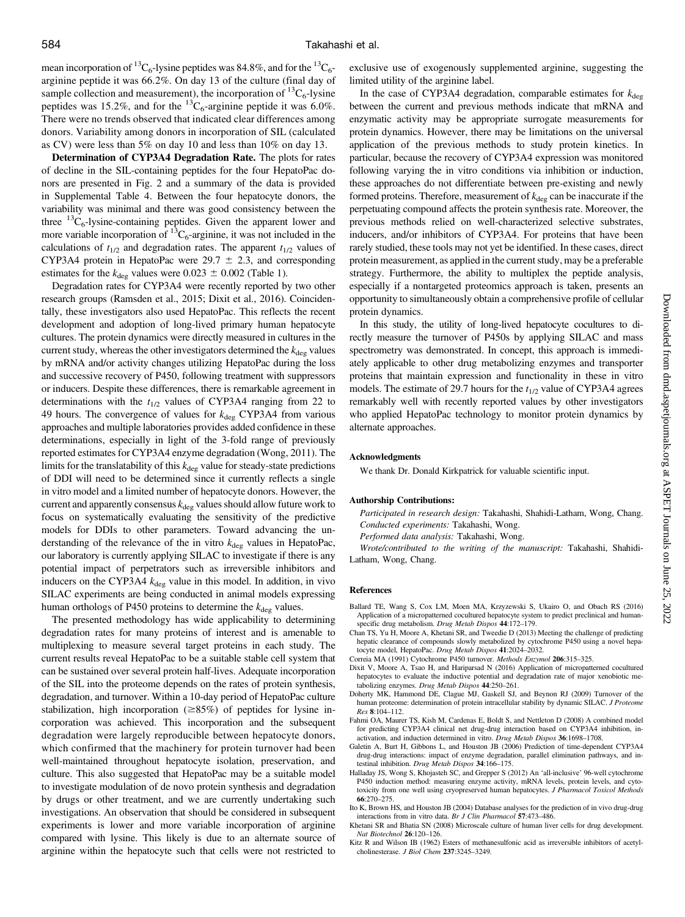mean incorporation of $^{13}C_6$-lysine peptides was 84.8%, and for the $^{13}C_6$-arginine peptide it was 66.2%. On day 13 of the culture (final day of sample collection and measurement), the incorporation of $^{13}C_6$-lysine peptides was 15.2%, and for the $^{13}C_6$-arginine peptide it was 6.0%. There were no trends observed that indicated clear differences among donors. Variability among donors in incorporation of SIL (calculated as CV) were less than 5% on day 10 and less than 10% on day 13.

**Determination of CYP3A4 Degradation Rate.** The plots for rates of decline in the SIL-containing peptides for the four HepatoPac donors are presented in Fig. 2 and a summary of the data is provided in Supplemental Table 4. Between the four hepatocyte donors, the variability was minimal and there was good consistency between the three $^{13}C_6$-lysine-containing peptides. Given the apparent lower and more variable incorporation of $^{13}C_6$-arginine, it was not included in the calculations of $t_{1/2}$ and degradation rates. The apparent $t_{1/2}$ values of CYP3A4 protein in HepatoPac were 29.7 ± 2.3, and corresponding estimates for the $k_{deg}$ values were 0.023 ± 0.002 (Table 1).

Degradation rates for CYP3A4 were recently reported by two other research groups (Ramsden et al., 2015; Dixit et al., 2016). Coincidentally, these investigators also used HepatoPac. This reflects the recent development and adoption of long-lived primary human hepatocyte cultures. The protein dynamics were directly measured in cultures in the current study, whereas the other investigators determined the $k_{deg}$ values by mRNA and/or activity changes utilizing HepatoPac during the loss and successive recovery of P450, following treatment with suppressors or inducers. Despite these differences, there is remarkable agreement in determinations with the $t_{1/2}$ values of CYP3A4 ranging from 22 to 49 hours. The convergence of values for $k_{deg}$ CYP3A4 from various approaches and multiple laboratories provides added confidence in these determinations, especially in light of the 3-fold range of previously reported estimates for CYP3A4 enzyme degradation (Wong, 2011). The limits for the translatability of this $k_{deg}$ value for steady-state predictions of DDI will need to be determined since it currently reflects a single in vitro model and a limited number of hepatocyte donors. However, the current and apparently consensus $k_{deg}$ values should allow future work to focus on systematically evaluating the sensitivity of the predictive models for DDIs to other parameters. Toward advancing the understanding of the relevance of the in vitro $k_{deg}$ values in HepatoPac, our laboratory is currently applying SILAC to investigate if there is any potential impact of perpetrators such as irreversible inhibitors and inducers on the CYP3A4 $k_{deg}$ value in this model. In addition, in vivo SILAC experiments are being conducted in animal models expressing human orthologs of P450 proteins to determine the $k_{deg}$ values.

The presented methodology has wide applicability to determining degradation rates for many proteins of interest and is amenable to multiplexing to measure several target proteins in each study. The current results reveal HepatoPac to be a suitable stable cell system that can be sustained over several protein half-lives. Adequate incorporation of the SIL into the proteome depends on the rates of protein synthesis, degradation, and turnover. Within a 10-day period of HepatoPac culture stabilization, high incorporation (≥85%) of peptides for lysine incorporation was achieved. This incorporation and the subsequent degradation were largely reproducible between hepatocyte donors, which confirmed that the machinery for protein turnover had been well-maintained throughout hepatocyte isolation, preservation, and culture. This also suggested that HepatoPac may be a suitable model to investigate modulation of de novo protein synthesis and degradation by drugs or other treatment, and we are currently undertaking such investigations. An observation that should be considered in subsequent experiments is lower and more variable incorporation of arginine compared with lysine. This likely is due to an alternate source of arginine within the hepatocyte such that cells were not restricted to exclusive use of exogenously supplemented arginine, suggesting the limited utility of the arginine label.

In the case of CYP3A4 degradation, comparable estimates for $k_{deg}$ between the current and previous methods indicate that mRNA and enzymatic activity may be appropriate surrogate measurements for protein dynamics. However, there may be limitations on the universal application of the previous methods to study protein kinetics. In particular, because the recovery of CYP3A4 expression was monitored following varying the in vitro conditions via inhibition or induction, these approaches do not differentiate between pre-existing and newly formed proteins. Therefore, measurement of $k_{deg}$ can be inaccurate if the perpetuating compound affects the protein synthesis rate. Moreover, the previous methods relied on well-characterized selective substrates, inducers, and/or inhibitors of CYP3A4. For proteins that have been rarely studied, these tools may not yet be identified. In these cases, direct protein measurement, as applied in the current study, may be a preferable strategy. Furthermore, the ability to multiplex the peptide analysis, especially if a nontargeted proteomics approach is taken, presents an opportunity to simultaneously obtain a comprehensive profile of cellular protein dynamics.

In this study, the utility of long-lived hepatocyte cocultures to directly measure the turnover of P450s by applying SILAC and mass spectrometry was demonstrated. In concept, this approach is immediately applicable to other drug metabolizing enzymes and transporter proteins that maintain expression and functionality in these in vitro models. The estimate of 29.7 hours for the $t_{1/2}$ value of CYP3A4 agrees remarkably well with recently reported values by other investigators who applied HepatoPac technology to monitor protein dynamics by alternate approaches.

## Acknowledgments

We thank Dr. Donald Kirkpatrick for valuable scientific input.

## Authorship Contributions:

*Participated in research design:* Takahashi, Shahidi-Latham, Wong, Chang.
*Conducted experiments:* Takahashi, Wong.
*Performed data analysis:* Takahashi, Wong.
*Wrote/contributed to the writing of the manuscript:* Takahashi, Shahidi-Latham, Wong, Chang.

## References

Ballard TE, Wang S, Cox LM, Moen MA, Krzyzewski S, Ukairo O, and Obach RS (2016) Application of a micropatterned cocultured hepatocyte system to predict preclinical and human-specific drug metabolism. *Drug Metab Dispos* **44**:172–179.

Chan TS, Yu H, Moore A, Khetani SR, and Tweedie D (2013) Meeting the challenge of predicting hepatic clearance of compounds slowly metabolized by cytochrome P450 using a novel hepatocyte model, HepatoPac. *Drug Metab Dispos* **41**:2024–2032.

Correia MA (1991) Cytochrome P450 turnover. *Methods Enzymol* **206**:315–325.

Dixit V, Moore A, Tsao H, and Hariparsad N (2016) Application of micropatterned cocultured hepatocytes to evaluate the inductive potential and degradation rate of major xenobiotic metabolizing enzymes. *Drug Metab Dispos* **44**:250–261.

Doherty MK, Hammond DE, Clague MJ, Gaskell SJ, and Beynon RJ (2009) Turnover of the human proteome: determination of protein intracellular stability by dynamic SILAC. *J Proteome Res* **8**:104–112.

Fahmi OA, Maurer TS, Kish M, Cardenas E, Boldt S, and Nettleton D (2008) A combined model for predicting CYP3A4 clinical net drug-drug interaction based on CYP3A4 inhibition, inactivation, and induction determined in vitro. *Drug Metab Dispos* **36**:1698–1708.

Galetin A, Burt H, Gibbons L, and Houston JB (2006) Prediction of time-dependent CYP3A4 drug-drug interactions: impact of enzyme degradation, parallel elimination pathways, and intestinal inhibition. *Drug Metab Dispos* **34**:166–175.

Halladay JS, Wong S, Khojasteh SC, and Grepper S (2012) An 'all-inclusive' 96-well cytochrome P450 induction method: measuring enzyme activity, mRNA levels, protein levels, and cytotoxicity from one well using cryopreserved human hepatocytes. *J Pharmacol Toxicol Methods* **66**:270–275.

Ito K, Brown HS, and Houston JB (2004) Database analyses for the prediction of in vivo drug-drug interactions from in vitro data. *Br J Clin Pharmacol* **57**:473–486.

Khetani SR and Bhatia SN (2008) Microscale culture of human liver cells for drug development. *Nat Biotechnol* **26**:120–126.

Kitz R and Wilson IB (1962) Esters of methanesulfonic acid as irreversible inhibitors of acetylcholinesterase. *J Biol Chem* **237**:3245–3249.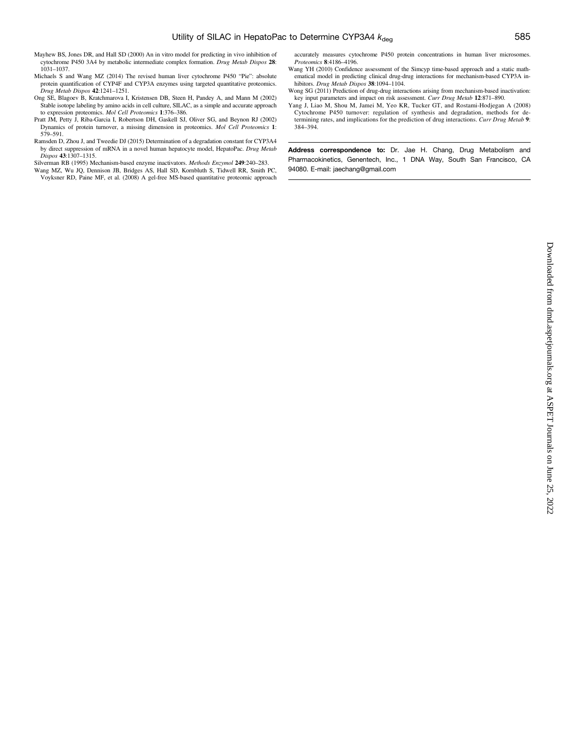Mayhew BS, Jones DR, and Hall SD (2000) An in vitro model for predicting in vivo inhibition of cytochrome P450 3A4 by metabolic intermediate complex formation. *Drug Metab Dispos* **28**: 1031–1037.

Michaels S and Wang MZ (2014) The revised human liver cytochrome P450 "Pie": absolute protein quantification of CYP4F and CYP3A enzymes using targeted quantitative proteomics. *Drug Metab Dispos* **42**:1241–1251.

Ong SE, Blagoev B, Kratchmarova I, Kristensen DB, Steen H, Pandey A, and Mann M (2002) Stable isotope labeling by amino acids in cell culture, SILAC, as a simple and accurate approach to expression proteomics. *Mol Cell Proteomics* **1**:376–386.

Pratt JM, Petty J, Riba-Garcia I, Robertson DH, Gaskell SJ, Oliver SG, and Beynon RJ (2002) Dynamics of protein turnover, a missing dimension in proteomics. *Mol Cell Proteomics* **1**: 579–591.

Ramsden D, Zhou J, and Tweedie DJ (2015) Determination of a degradation constant for CYP3A4 by direct suppression of mRNA in a novel human hepatocyte model, HepatoPac. *Drug Metab Dispos* **43**:1307–1315.

Silverman RB (1995) Mechanism-based enzyme inactivators. *Methods Enzymol* **249**:240–283.

Wang MZ, Wu JQ, Dennison JB, Bridges AS, Hall SD, Kornbluth S, Tidwell RR, Smith PC, Voyksner RD, Paine MF, et al. (2008) A gel-free MS-based quantitative proteomic approach accurately measures cytochrome P450 protein concentrations in human liver microsomes. *Proteomics* **8**:4186–4196.

Wang YH (2010) Confidence assessment of the Simcyp time-based approach and a static mathematical model in predicting clinical drug-drug interactions for mechanism-based CYP3A inhibitors. *Drug Metab Dispos* **38**:1094–1104.

Wong SG (2011) Prediction of drug-drug interactions arising from mechanism-based inactivation: key input parameters and impact on risk assessment. *Curr Drug Metab* **12**:871–890.

Yang J, Liao M, Shou M, Jamei M, Yeo KR, Tucker GT, and Rostami-Hodjegan A (2008) Cytochrome P450 turnover: regulation of synthesis and degradation, methods for determining rates, and implications for the prediction of drug interactions. *Curr Drug Metab* **9**: 384–394.

---

**Address correspondence to:** Dr. Jae H. Chang, Drug Metabolism and Pharmacokinetics, Genentech, Inc., 1 DNA Way, South San Francisco, CA 94080. E-mail: jaechang@gmail.com